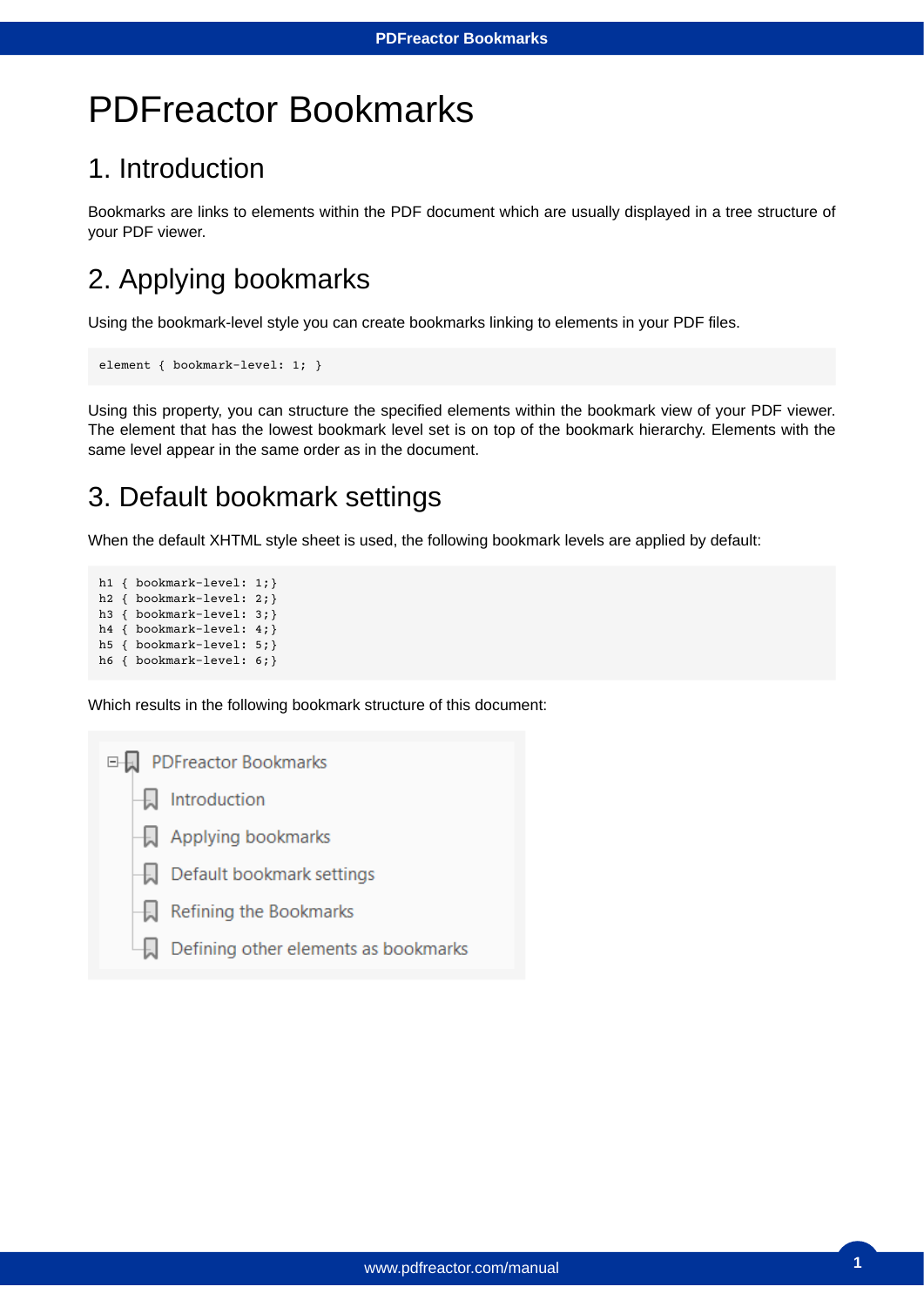# PDFreactor Bookmarks

## 1. Introduction

Bookmarks are links to elements within the PDF document which are usually displayed in a tree structure of your PDF viewer.

## 2. Applying bookmarks

Using the bookmark-level style you can create bookmarks linking to elements in your PDF files.

```
element { bookmark-level: 1; }
```

Using this property, you can structure the specified elements within the bookmark view of your PDF viewer. The element that has the lowest bookmark level set is on top of the bookmark hierarchy. Elements with the same level appear in the same order as in the document.

## 3. Default bookmark settings

When the default XHTML style sheet is used, the following bookmark levels are applied by default:

```
h1 { bookmark-level: 1;}
h2 { bookmark-level: 2;}
h3 { bookmark-level: 3;}
h4 { bookmark-level: 4;}
h5 { bookmark-level: 5;}
h6 { bookmark-level: 6;}
```

Which results in the following bookmark structure of this document:

PDFreactor Bookmarks
Introduction
Applying bookmarks
Default bookmark settings
Refining the Bookmarks
Defining other elements as bookmarks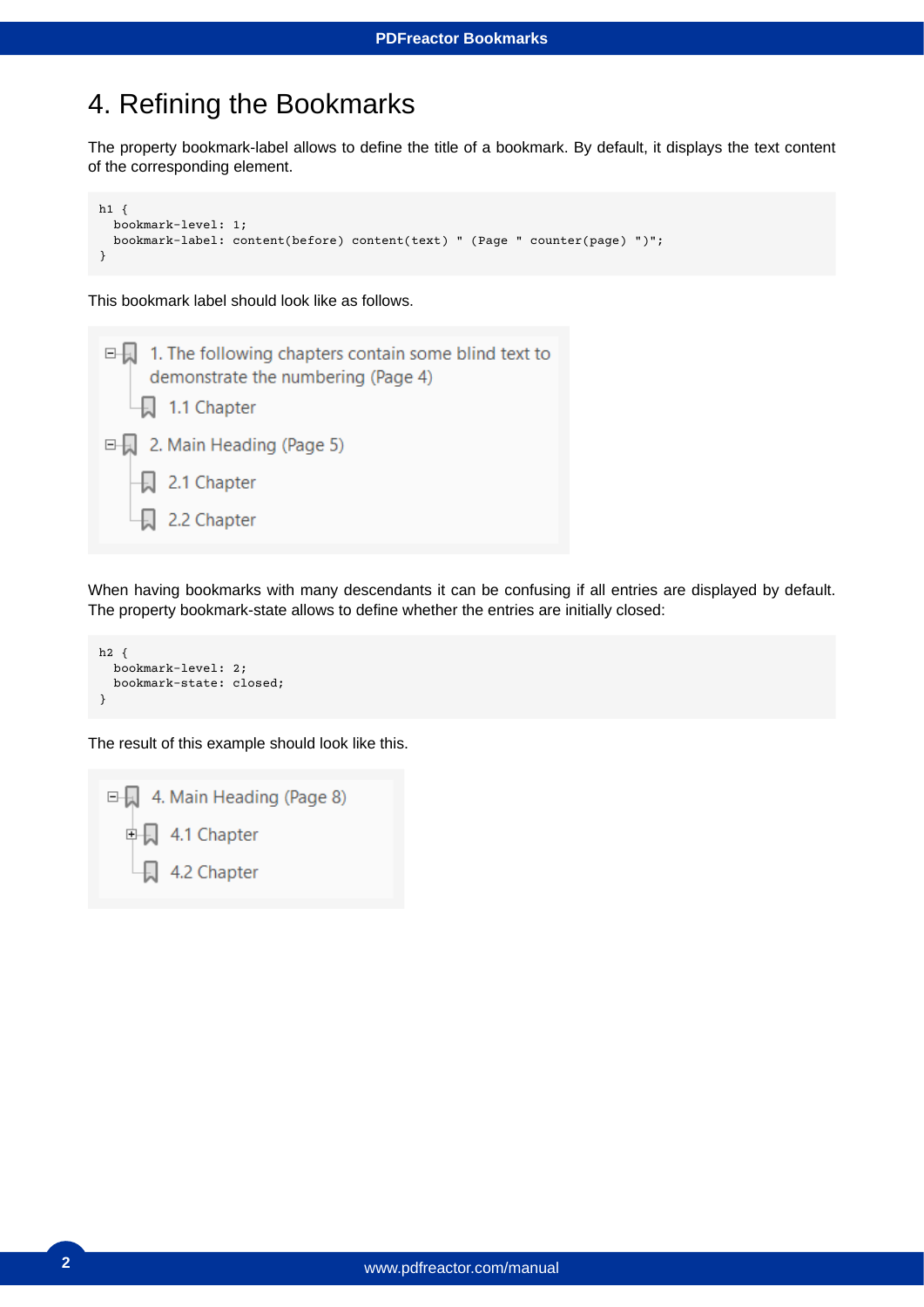# 4. Refining the Bookmarks

The property bookmark-label allows to define the title of a bookmark. By default, it displays the text content of the corresponding element.

```
h1 {
  bookmark-level: 1;
  bookmark-label: content(before) content(text) " (Page " counter(page) ")";
}
```

This bookmark label should look like as follows.

1. The following chapters contain some blind text to demonstrate the numbering (Page 4)
1.1 Chapter
2. Main Heading (Page 5)
2.1 Chapter
2.2 Chapter

When having bookmarks with many descendants it can be confusing if all entries are displayed by default. The property bookmark-state allows to define whether the entries are initially closed:

```
h2 {
  bookmark-level: 2;
  bookmark-state: closed;
}
```

The result of this example should look like this.

4. Main Heading (Page 8)
4.1 Chapter
4.2 Chapter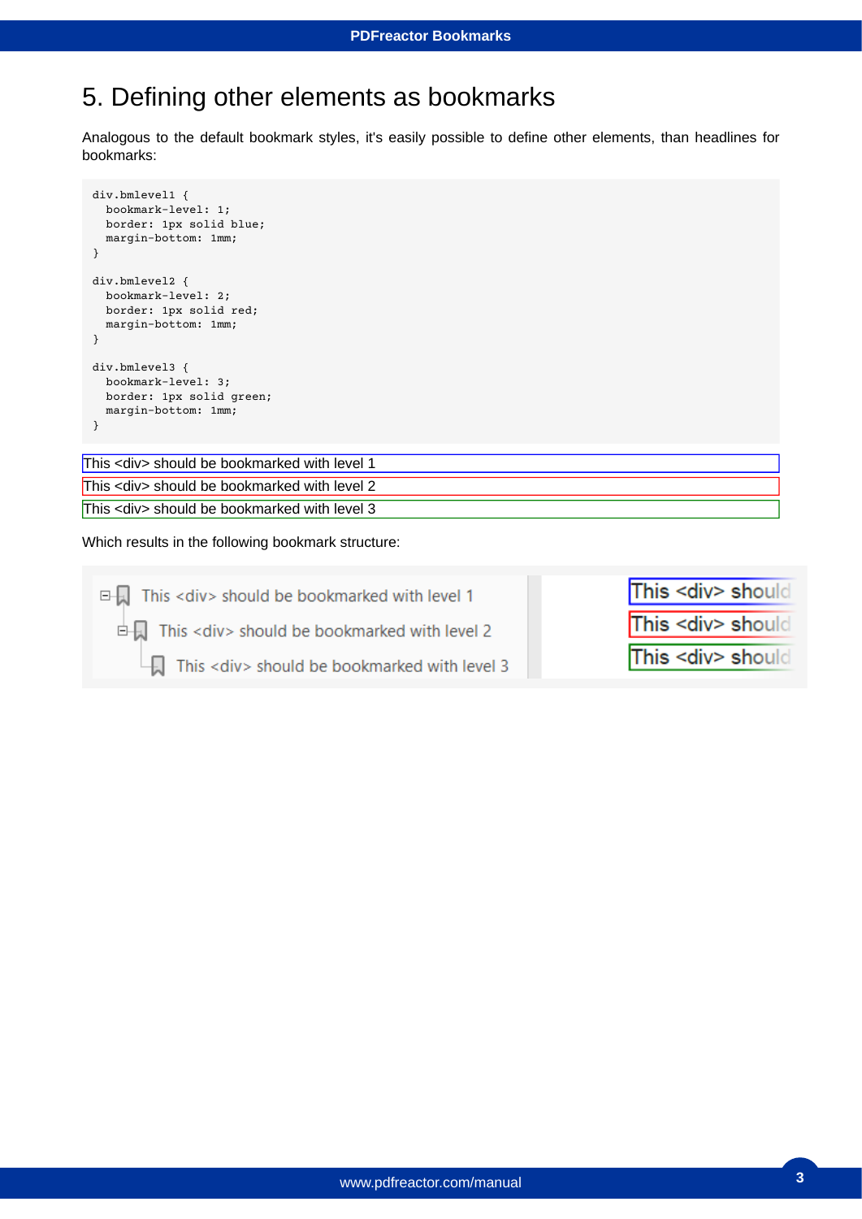# 5. Defining other elements as bookmarks

Analogous to the default bookmark styles, it's easily possible to define other elements, than headlines for bookmarks:

```
div.bmlevel1 {
  bookmark-level: 1;
  border: 1px solid blue;
  margin-bottom: 1mm;
}

div.bmlevel2 {
  bookmark-level: 2;
  border: 1px solid red;
  margin-bottom: 1mm;
}

div.bmlevel3 {
  bookmark-level: 3;
  border: 1px solid green;
  margin-bottom: 1mm;
}
```

This <div> should be bookmarked with level 1

This <div> should be bookmarked with level 2

This <div> should be bookmarked with level 3

Which results in the following bookmark structure:

This <div> should be bookmarked with level 1
This <div> should be bookmarked with level 2
This <div> should be bookmarked with level 3

This <div> should
This <div> should
This <div> should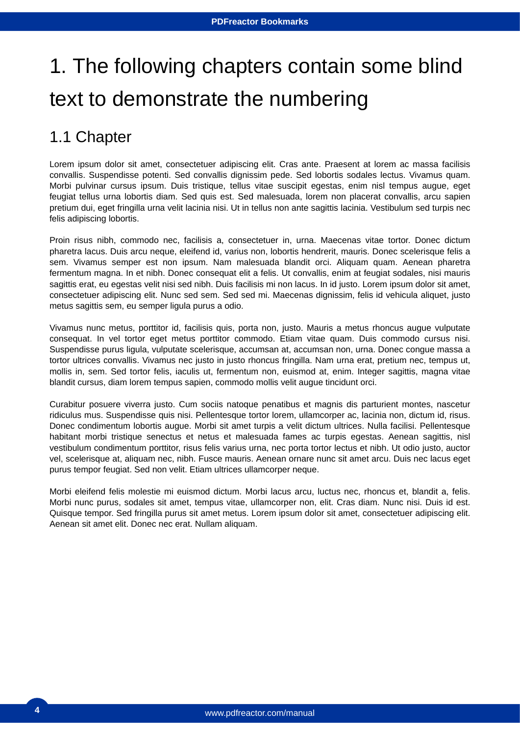# 1. The following chapters contain some blind text to demonstrate the numbering

## 1.1 Chapter

Lorem ipsum dolor sit amet, consectetuer adipiscing elit. Cras ante. Praesent at lorem ac massa facilisis convallis. Suspendisse potenti. Sed convallis dignissim pede. Sed lobortis sodales lectus. Vivamus quam. Morbi pulvinar cursus ipsum. Duis tristique, tellus vitae suscipit egestas, enim nisl tempus augue, eget feugiat tellus urna lobortis diam. Sed quis est. Sed malesuada, lorem non placerat convallis, arcu sapien pretium dui, eget fringilla urna velit lacinia nisi. Ut in tellus non ante sagittis lacinia. Vestibulum sed turpis nec felis adipiscing lobortis.

Proin risus nibh, commodo nec, facilisis a, consectetuer in, urna. Maecenas vitae tortor. Donec dictum pharetra lacus. Duis arcu neque, eleifend id, varius non, lobortis hendrerit, mauris. Donec scelerisque felis a sem. Vivamus semper est non ipsum. Nam malesuada blandit orci. Aliquam quam. Aenean pharetra fermentum magna. In et nibh. Donec consequat elit a felis. Ut convallis, enim at feugiat sodales, nisi mauris sagittis erat, eu egestas velit nisi sed nibh. Duis facilisis mi non lacus. In id justo. Lorem ipsum dolor sit amet, consectetuer adipiscing elit. Nunc sed sem. Sed sed mi. Maecenas dignissim, felis id vehicula aliquet, justo metus sagittis sem, eu semper ligula purus a odio.

Vivamus nunc metus, porttitor id, facilisis quis, porta non, justo. Mauris a metus rhoncus augue vulputate consequat. In vel tortor eget metus porttitor commodo. Etiam vitae quam. Duis commodo cursus nisi. Suspendisse purus ligula, vulputate scelerisque, accumsan at, accumsan non, urna. Donec congue massa a tortor ultrices convallis. Vivamus nec justo in justo rhoncus fringilla. Nam urna erat, pretium nec, tempus ut, mollis in, sem. Sed tortor felis, iaculis ut, fermentum non, euismod at, enim. Integer sagittis, magna vitae blandit cursus, diam lorem tempus sapien, commodo mollis velit augue tincidunt orci.

Curabitur posuere viverra justo. Cum sociis natoque penatibus et magnis dis parturient montes, nascetur ridiculus mus. Suspendisse quis nisi. Pellentesque tortor lorem, ullamcorper ac, lacinia non, dictum id, risus. Donec condimentum lobortis augue. Morbi sit amet turpis a velit dictum ultrices. Nulla facilisi. Pellentesque habitant morbi tristique senectus et netus et malesuada fames ac turpis egestas. Aenean sagittis, nisl vestibulum condimentum porttitor, risus felis varius urna, nec porta tortor lectus et nibh. Ut odio justo, auctor vel, scelerisque at, aliquam nec, nibh. Fusce mauris. Aenean ornare nunc sit amet arcu. Duis nec lacus eget purus tempor feugiat. Sed non velit. Etiam ultrices ullamcorper neque.

Morbi eleifend felis molestie mi euismod dictum. Morbi lacus arcu, luctus nec, rhoncus et, blandit a, felis. Morbi nunc purus, sodales sit amet, tempus vitae, ullamcorper non, elit. Cras diam. Nunc nisi. Duis id est. Quisque tempor. Sed fringilla purus sit amet metus. Lorem ipsum dolor sit amet, consectetuer adipiscing elit. Aenean sit amet elit. Donec nec erat. Nullam aliquam.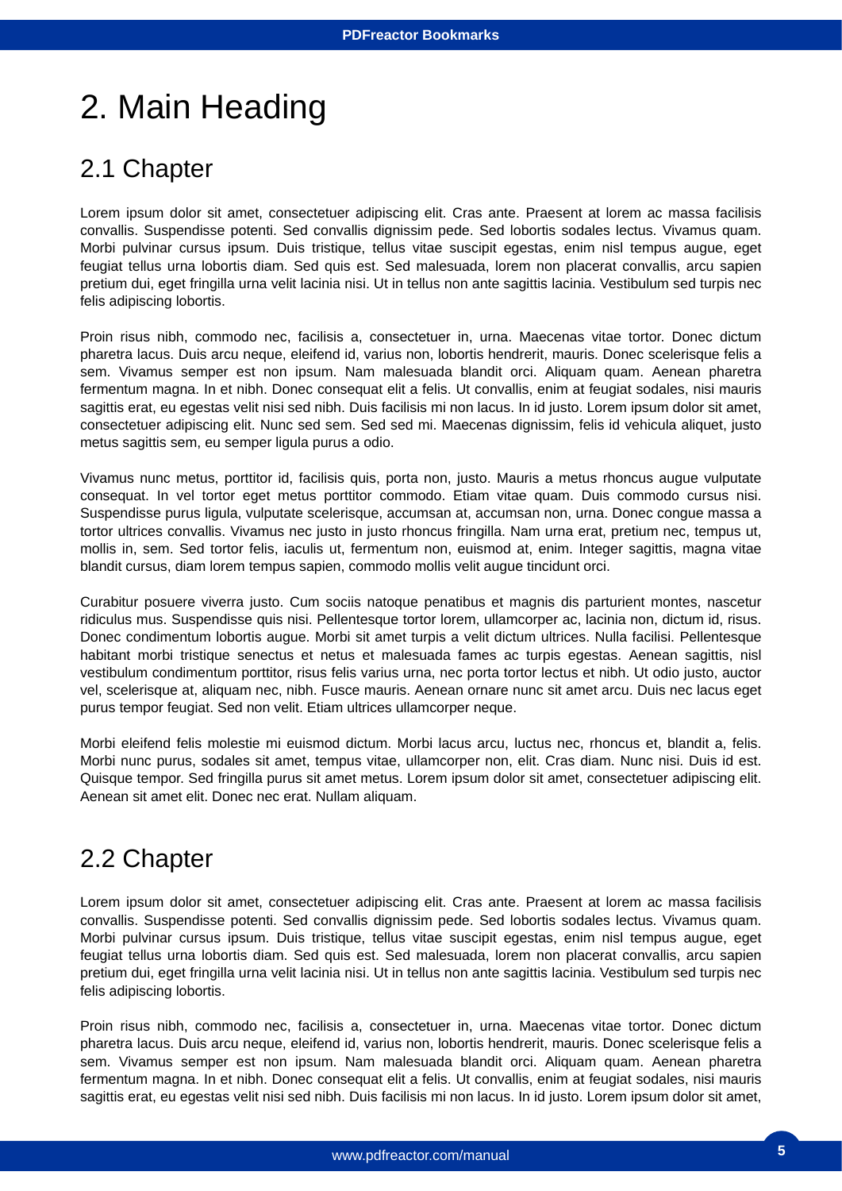# 2. Main Heading

## 2.1 Chapter

Lorem ipsum dolor sit amet, consectetuer adipiscing elit. Cras ante. Praesent at lorem ac massa facilisis convallis. Suspendisse potenti. Sed convallis dignissim pede. Sed lobortis sodales lectus. Vivamus quam. Morbi pulvinar cursus ipsum. Duis tristique, tellus vitae suscipit egestas, enim nisl tempus augue, eget feugiat tellus urna lobortis diam. Sed quis est. Sed malesuada, lorem non placerat convallis, arcu sapien pretium dui, eget fringilla urna velit lacinia nisi. Ut in tellus non ante sagittis lacinia. Vestibulum sed turpis nec felis adipiscing lobortis.

Proin risus nibh, commodo nec, facilisis a, consectetuer in, urna. Maecenas vitae tortor. Donec dictum pharetra lacus. Duis arcu neque, eleifend id, varius non, lobortis hendrerit, mauris. Donec scelerisque felis a sem. Vivamus semper est non ipsum. Nam malesuada blandit orci. Aliquam quam. Aenean pharetra fermentum magna. In et nibh. Donec consequat elit a felis. Ut convallis, enim at feugiat sodales, nisi mauris sagittis erat, eu egestas velit nisi sed nibh. Duis facilisis mi non lacus. In id justo. Lorem ipsum dolor sit amet, consectetuer adipiscing elit. Nunc sed sem. Sed sed mi. Maecenas dignissim, felis id vehicula aliquet, justo metus sagittis sem, eu semper ligula purus a odio.

Vivamus nunc metus, porttitor id, facilisis quis, porta non, justo. Mauris a metus rhoncus augue vulputate consequat. In vel tortor eget metus porttitor commodo. Etiam vitae quam. Duis commodo cursus nisi. Suspendisse purus ligula, vulputate scelerisque, accumsan at, accumsan non, urna. Donec congue massa a tortor ultrices convallis. Vivamus nec justo in justo rhoncus fringilla. Nam urna erat, pretium nec, tempus ut, mollis in, sem. Sed tortor felis, iaculis ut, fermentum non, euismod at, enim. Integer sagittis, magna vitae blandit cursus, diam lorem tempus sapien, commodo mollis velit augue tincidunt orci.

Curabitur posuere viverra justo. Cum sociis natoque penatibus et magnis dis parturient montes, nascetur ridiculus mus. Suspendisse quis nisi. Pellentesque tortor lorem, ullamcorper ac, lacinia non, dictum id, risus. Donec condimentum lobortis augue. Morbi sit amet turpis a velit dictum ultrices. Nulla facilisi. Pellentesque habitant morbi tristique senectus et netus et malesuada fames ac turpis egestas. Aenean sagittis, nisl vestibulum condimentum porttitor, risus felis varius urna, nec porta tortor lectus et nibh. Ut odio justo, auctor vel, scelerisque at, aliquam nec, nibh. Fusce mauris. Aenean ornare nunc sit amet arcu. Duis nec lacus eget purus tempor feugiat. Sed non velit. Etiam ultrices ullamcorper neque.

Morbi eleifend felis molestie mi euismod dictum. Morbi lacus arcu, luctus nec, rhoncus et, blandit a, felis. Morbi nunc purus, sodales sit amet, tempus vitae, ullamcorper non, elit. Cras diam. Nunc nisi. Duis id est. Quisque tempor. Sed fringilla purus sit amet metus. Lorem ipsum dolor sit amet, consectetuer adipiscing elit. Aenean sit amet elit. Donec nec erat. Nullam aliquam.

## 2.2 Chapter

Lorem ipsum dolor sit amet, consectetuer adipiscing elit. Cras ante. Praesent at lorem ac massa facilisis convallis. Suspendisse potenti. Sed convallis dignissim pede. Sed lobortis sodales lectus. Vivamus quam. Morbi pulvinar cursus ipsum. Duis tristique, tellus vitae suscipit egestas, enim nisl tempus augue, eget feugiat tellus urna lobortis diam. Sed quis est. Sed malesuada, lorem non placerat convallis, arcu sapien pretium dui, eget fringilla urna velit lacinia nisi. Ut in tellus non ante sagittis lacinia. Vestibulum sed turpis nec felis adipiscing lobortis.

Proin risus nibh, commodo nec, facilisis a, consectetuer in, urna. Maecenas vitae tortor. Donec dictum pharetra lacus. Duis arcu neque, eleifend id, varius non, lobortis hendrerit, mauris. Donec scelerisque felis a sem. Vivamus semper est non ipsum. Nam malesuada blandit orci. Aliquam quam. Aenean pharetra fermentum magna. In et nibh. Donec consequat elit a felis. Ut convallis, enim at feugiat sodales, nisi mauris sagittis erat, eu egestas velit nisi sed nibh. Duis facilisis mi non lacus. In id justo. Lorem ipsum dolor sit amet,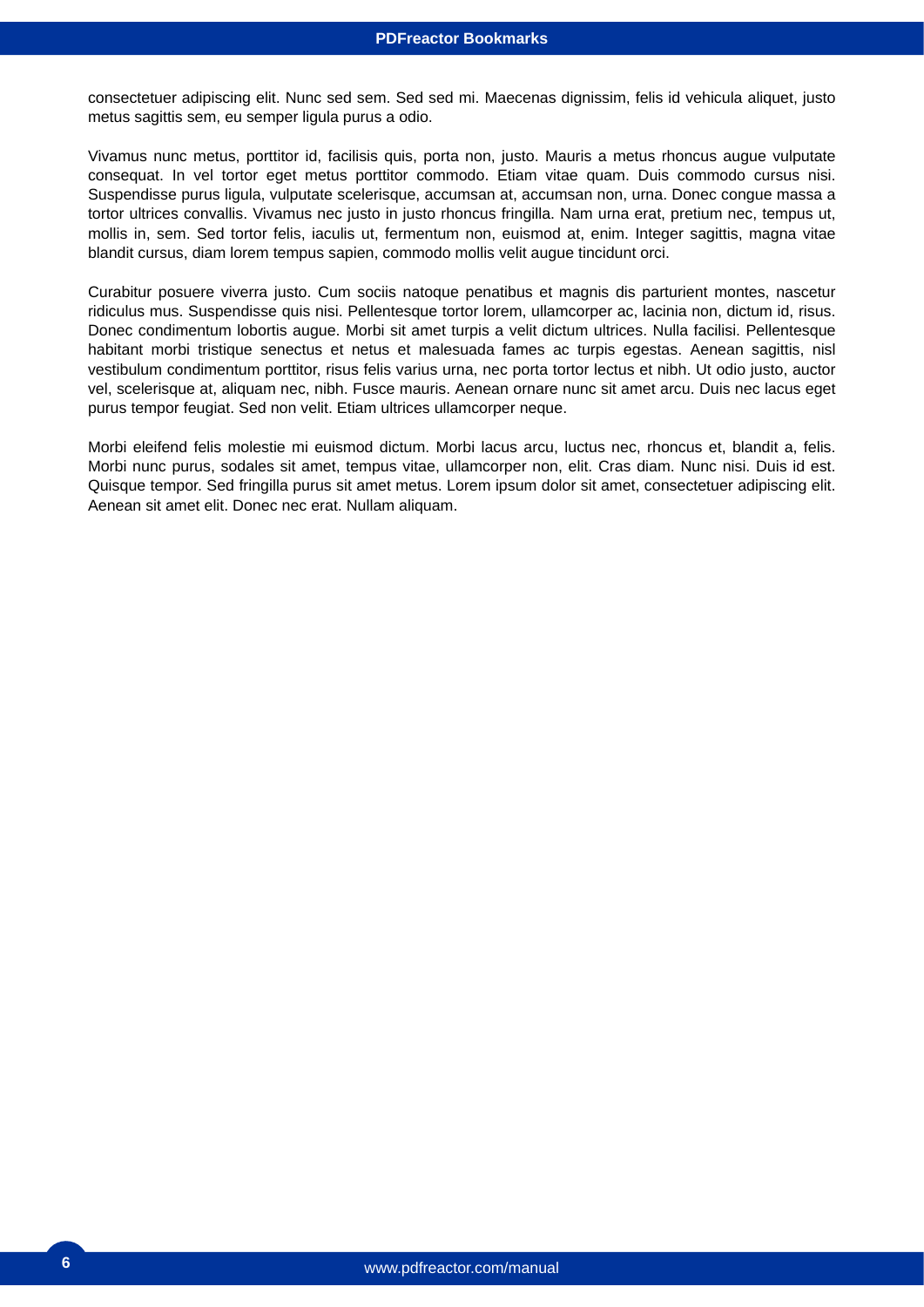consectetuer adipiscing elit. Nunc sed sem. Sed sed mi. Maecenas dignissim, felis id vehicula aliquet, justo metus sagittis sem, eu semper ligula purus a odio.

Vivamus nunc metus, porttitor id, facilisis quis, porta non, justo. Mauris a metus rhoncus augue vulputate consequat. In vel tortor eget metus porttitor commodo. Etiam vitae quam. Duis commodo cursus nisi. Suspendisse purus ligula, vulputate scelerisque, accumsan at, accumsan non, urna. Donec congue massa a tortor ultrices convallis. Vivamus nec justo in justo rhoncus fringilla. Nam urna erat, pretium nec, tempus ut, mollis in, sem. Sed tortor felis, iaculis ut, fermentum non, euismod at, enim. Integer sagittis, magna vitae blandit cursus, diam lorem tempus sapien, commodo mollis velit augue tincidunt orci.

Curabitur posuere viverra justo. Cum sociis natoque penatibus et magnis dis parturient montes, nascetur ridiculus mus. Suspendisse quis nisi. Pellentesque tortor lorem, ullamcorper ac, lacinia non, dictum id, risus. Donec condimentum lobortis augue. Morbi sit amet turpis a velit dictum ultrices. Nulla facilisi. Pellentesque habitant morbi tristique senectus et netus et malesuada fames ac turpis egestas. Aenean sagittis, nisl vestibulum condimentum porttitor, risus felis varius urna, nec porta tortor lectus et nibh. Ut odio justo, auctor vel, scelerisque at, aliquam nec, nibh. Fusce mauris. Aenean ornare nunc sit amet arcu. Duis nec lacus eget purus tempor feugiat. Sed non velit. Etiam ultrices ullamcorper neque.

Morbi eleifend felis molestie mi euismod dictum. Morbi lacus arcu, luctus nec, rhoncus et, blandit a, felis. Morbi nunc purus, sodales sit amet, tempus vitae, ullamcorper non, elit. Cras diam. Nunc nisi. Duis id est. Quisque tempor. Sed fringilla purus sit amet metus. Lorem ipsum dolor sit amet, consectetuer adipiscing elit. Aenean sit amet elit. Donec nec erat. Nullam aliquam.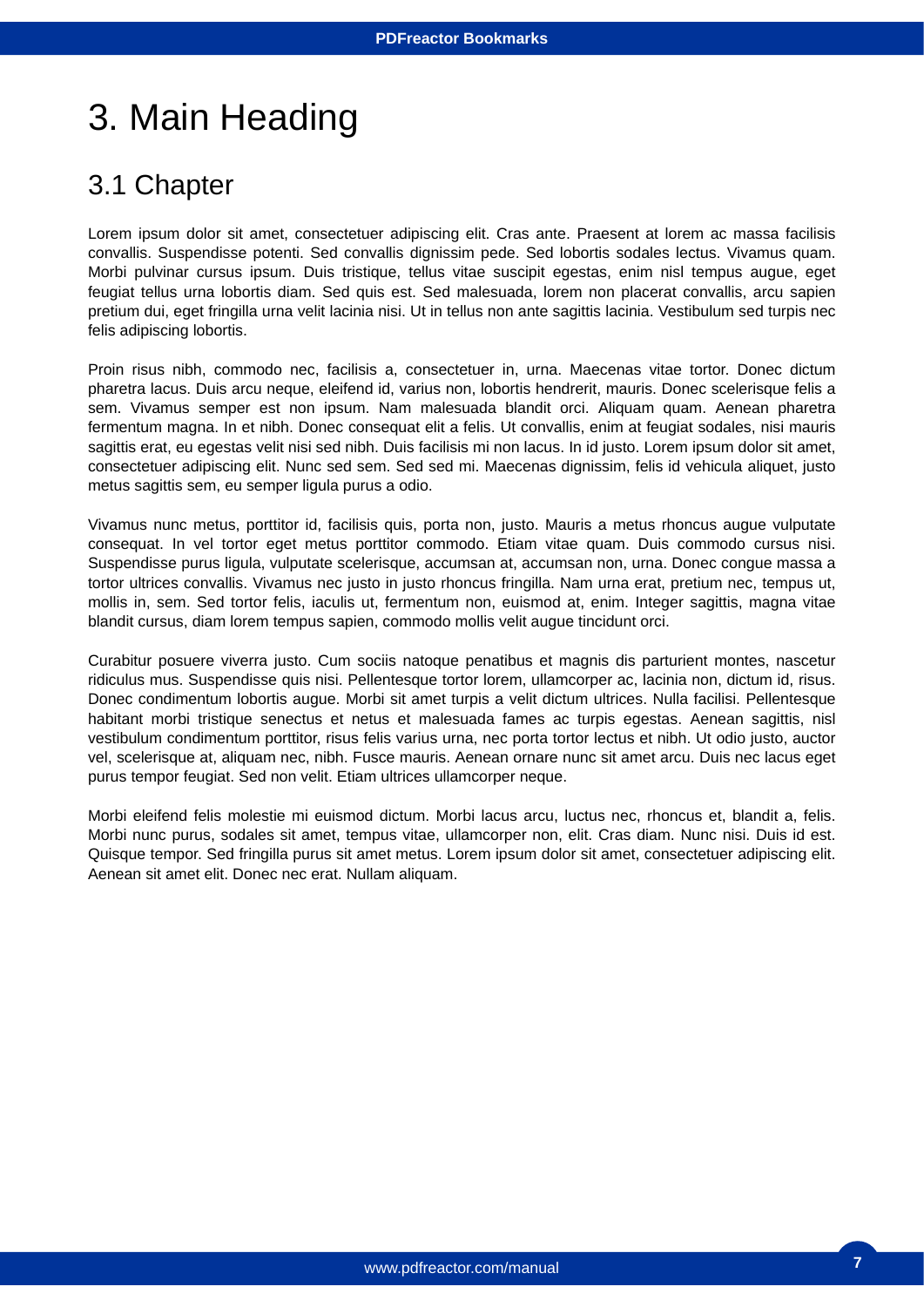# 3. Main Heading

## 3.1 Chapter

Lorem ipsum dolor sit amet, consectetuer adipiscing elit. Cras ante. Praesent at lorem ac massa facilisis convallis. Suspendisse potenti. Sed convallis dignissim pede. Sed lobortis sodales lectus. Vivamus quam. Morbi pulvinar cursus ipsum. Duis tristique, tellus vitae suscipit egestas, enim nisl tempus augue, eget feugiat tellus urna lobortis diam. Sed quis est. Sed malesuada, lorem non placerat convallis, arcu sapien pretium dui, eget fringilla urna velit lacinia nisi. Ut in tellus non ante sagittis lacinia. Vestibulum sed turpis nec felis adipiscing lobortis.

Proin risus nibh, commodo nec, facilisis a, consectetuer in, urna. Maecenas vitae tortor. Donec dictum pharetra lacus. Duis arcu neque, eleifend id, varius non, lobortis hendrerit, mauris. Donec scelerisque felis a sem. Vivamus semper est non ipsum. Nam malesuada blandit orci. Aliquam quam. Aenean pharetra fermentum magna. In et nibh. Donec consequat elit a felis. Ut convallis, enim at feugiat sodales, nisi mauris sagittis erat, eu egestas velit nisi sed nibh. Duis facilisis mi non lacus. In id justo. Lorem ipsum dolor sit amet, consectetuer adipiscing elit. Nunc sed sem. Sed sed mi. Maecenas dignissim, felis id vehicula aliquet, justo metus sagittis sem, eu semper ligula purus a odio.

Vivamus nunc metus, porttitor id, facilisis quis, porta non, justo. Mauris a metus rhoncus augue vulputate consequat. In vel tortor eget metus porttitor commodo. Etiam vitae quam. Duis commodo cursus nisi. Suspendisse purus ligula, vulputate scelerisque, accumsan at, accumsan non, urna. Donec congue massa a tortor ultrices convallis. Vivamus nec justo in justo rhoncus fringilla. Nam urna erat, pretium nec, tempus ut, mollis in, sem. Sed tortor felis, iaculis ut, fermentum non, euismod at, enim. Integer sagittis, magna vitae blandit cursus, diam lorem tempus sapien, commodo mollis velit augue tincidunt orci.

Curabitur posuere viverra justo. Cum sociis natoque penatibus et magnis dis parturient montes, nascetur ridiculus mus. Suspendisse quis nisi. Pellentesque tortor lorem, ullamcorper ac, lacinia non, dictum id, risus. Donec condimentum lobortis augue. Morbi sit amet turpis a velit dictum ultrices. Nulla facilisi. Pellentesque habitant morbi tristique senectus et netus et malesuada fames ac turpis egestas. Aenean sagittis, nisl vestibulum condimentum porttitor, risus felis varius urna, nec porta tortor lectus et nibh. Ut odio justo, auctor vel, scelerisque at, aliquam nec, nibh. Fusce mauris. Aenean ornare nunc sit amet arcu. Duis nec lacus eget purus tempor feugiat. Sed non velit. Etiam ultrices ullamcorper neque.

Morbi eleifend felis molestie mi euismod dictum. Morbi lacus arcu, luctus nec, rhoncus et, blandit a, felis. Morbi nunc purus, sodales sit amet, tempus vitae, ullamcorper non, elit. Cras diam. Nunc nisi. Duis id est. Quisque tempor. Sed fringilla purus sit amet metus. Lorem ipsum dolor sit amet, consectetuer adipiscing elit. Aenean sit amet elit. Donec nec erat. Nullam aliquam.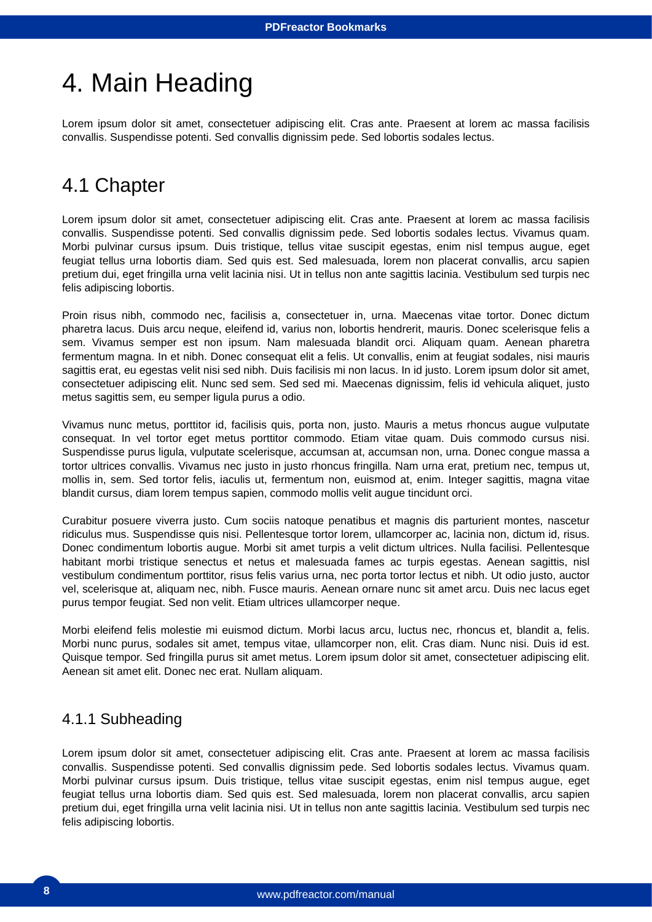# 4. Main Heading

Lorem ipsum dolor sit amet, consectetuer adipiscing elit. Cras ante. Praesent at lorem ac massa facilisis convallis. Suspendisse potenti. Sed convallis dignissim pede. Sed lobortis sodales lectus.

## 4.1 Chapter

Lorem ipsum dolor sit amet, consectetuer adipiscing elit. Cras ante. Praesent at lorem ac massa facilisis convallis. Suspendisse potenti. Sed convallis dignissim pede. Sed lobortis sodales lectus. Vivamus quam. Morbi pulvinar cursus ipsum. Duis tristique, tellus vitae suscipit egestas, enim nisl tempus augue, eget feugiat tellus urna lobortis diam. Sed quis est. Sed malesuada, lorem non placerat convallis, arcu sapien pretium dui, eget fringilla urna velit lacinia nisi. Ut in tellus non ante sagittis lacinia. Vestibulum sed turpis nec felis adipiscing lobortis.

Proin risus nibh, commodo nec, facilisis a, consectetuer in, urna. Maecenas vitae tortor. Donec dictum pharetra lacus. Duis arcu neque, eleifend id, varius non, lobortis hendrerit, mauris. Donec scelerisque felis a sem. Vivamus semper est non ipsum. Nam malesuada blandit orci. Aliquam quam. Aenean pharetra fermentum magna. In et nibh. Donec consequat elit a felis. Ut convallis, enim at feugiat sodales, nisi mauris sagittis erat, eu egestas velit nisi sed nibh. Duis facilisis mi non lacus. In id justo. Lorem ipsum dolor sit amet, consectetuer adipiscing elit. Nunc sed sem. Sed sed mi. Maecenas dignissim, felis id vehicula aliquet, justo metus sagittis sem, eu semper ligula purus a odio.

Vivamus nunc metus, porttitor id, facilisis quis, porta non, justo. Mauris a metus rhoncus augue vulputate consequat. In vel tortor eget metus porttitor commodo. Etiam vitae quam. Duis commodo cursus nisi. Suspendisse purus ligula, vulputate scelerisque, accumsan at, accumsan non, urna. Donec congue massa a tortor ultrices convallis. Vivamus nec justo in justo rhoncus fringilla. Nam urna erat, pretium nec, tempus ut, mollis in, sem. Sed tortor felis, iaculis ut, fermentum non, euismod at, enim. Integer sagittis, magna vitae blandit cursus, diam lorem tempus sapien, commodo mollis velit augue tincidunt orci.

Curabitur posuere viverra justo. Cum sociis natoque penatibus et magnis dis parturient montes, nascetur ridiculus mus. Suspendisse quis nisi. Pellentesque tortor lorem, ullamcorper ac, lacinia non, dictum id, risus. Donec condimentum lobortis augue. Morbi sit amet turpis a velit dictum ultrices. Nulla facilisi. Pellentesque habitant morbi tristique senectus et netus et malesuada fames ac turpis egestas. Aenean sagittis, nisl vestibulum condimentum porttitor, risus felis varius urna, nec porta tortor lectus et nibh. Ut odio justo, auctor vel, scelerisque at, aliquam nec, nibh. Fusce mauris. Aenean ornare nunc sit amet arcu. Duis nec lacus eget purus tempor feugiat. Sed non velit. Etiam ultrices ullamcorper neque.

Morbi eleifend felis molestie mi euismod dictum. Morbi lacus arcu, luctus nec, rhoncus et, blandit a, felis. Morbi nunc purus, sodales sit amet, tempus vitae, ullamcorper non, elit. Cras diam. Nunc nisi. Duis id est. Quisque tempor. Sed fringilla purus sit amet metus. Lorem ipsum dolor sit amet, consectetuer adipiscing elit. Aenean sit amet elit. Donec nec erat. Nullam aliquam.

### 4.1.1 Subheading

Lorem ipsum dolor sit amet, consectetuer adipiscing elit. Cras ante. Praesent at lorem ac massa facilisis convallis. Suspendisse potenti. Sed convallis dignissim pede. Sed lobortis sodales lectus. Vivamus quam. Morbi pulvinar cursus ipsum. Duis tristique, tellus vitae suscipit egestas, enim nisl tempus augue, eget feugiat tellus urna lobortis diam. Sed quis est. Sed malesuada, lorem non placerat convallis, arcu sapien pretium dui, eget fringilla urna velit lacinia nisi. Ut in tellus non ante sagittis lacinia. Vestibulum sed turpis nec felis adipiscing lobortis.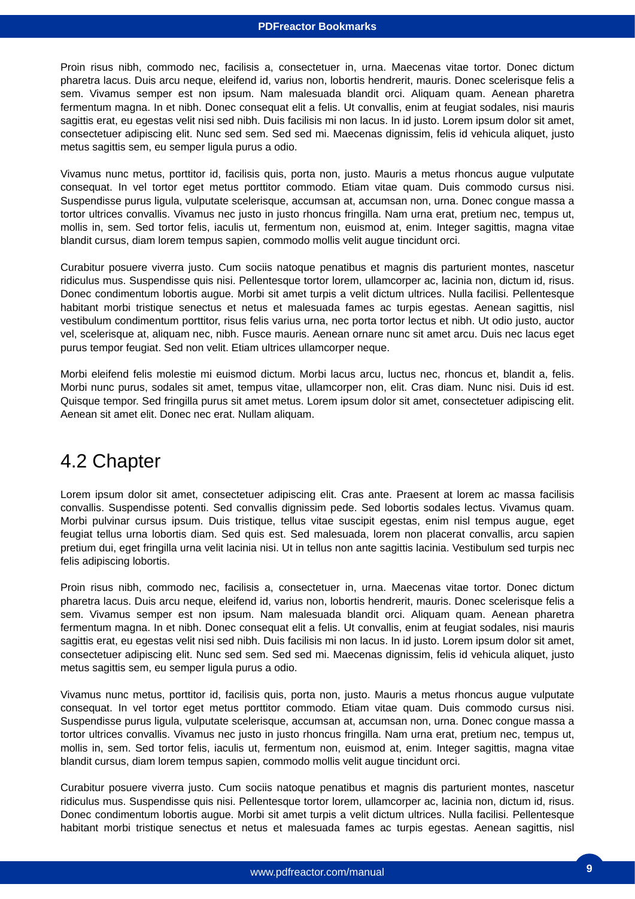Proin risus nibh, commodo nec, facilisis a, consectetuer in, urna. Maecenas vitae tortor. Donec dictum pharetra lacus. Duis arcu neque, eleifend id, varius non, lobortis hendrerit, mauris. Donec scelerisque felis a sem. Vivamus semper est non ipsum. Nam malesuada blandit orci. Aliquam quam. Aenean pharetra fermentum magna. In et nibh. Donec consequat elit a felis. Ut convallis, enim at feugiat sodales, nisi mauris sagittis erat, eu egestas velit nisi sed nibh. Duis facilisis mi non lacus. In id justo. Lorem ipsum dolor sit amet, consectetuer adipiscing elit. Nunc sed sem. Sed sed mi. Maecenas dignissim, felis id vehicula aliquet, justo metus sagittis sem, eu semper ligula purus a odio.

Vivamus nunc metus, porttitor id, facilisis quis, porta non, justo. Mauris a metus rhoncus augue vulputate consequat. In vel tortor eget metus porttitor commodo. Etiam vitae quam. Duis commodo cursus nisi. Suspendisse purus ligula, vulputate scelerisque, accumsan at, accumsan non, urna. Donec congue massa a tortor ultrices convallis. Vivamus nec justo in justo rhoncus fringilla. Nam urna erat, pretium nec, tempus ut, mollis in, sem. Sed tortor felis, iaculis ut, fermentum non, euismod at, enim. Integer sagittis, magna vitae blandit cursus, diam lorem tempus sapien, commodo mollis velit augue tincidunt orci.

Curabitur posuere viverra justo. Cum sociis natoque penatibus et magnis dis parturient montes, nascetur ridiculus mus. Suspendisse quis nisi. Pellentesque tortor lorem, ullamcorper ac, lacinia non, dictum id, risus. Donec condimentum lobortis augue. Morbi sit amet turpis a velit dictum ultrices. Nulla facilisi. Pellentesque habitant morbi tristique senectus et netus et malesuada fames ac turpis egestas. Aenean sagittis, nisl vestibulum condimentum porttitor, risus felis varius urna, nec porta tortor lectus et nibh. Ut odio justo, auctor vel, scelerisque at, aliquam nec, nibh. Fusce mauris. Aenean ornare nunc sit amet arcu. Duis nec lacus eget purus tempor feugiat. Sed non velit. Etiam ultrices ullamcorper neque.

Morbi eleifend felis molestie mi euismod dictum. Morbi lacus arcu, luctus nec, rhoncus et, blandit a, felis. Morbi nunc purus, sodales sit amet, tempus vitae, ullamcorper non, elit. Cras diam. Nunc nisi. Duis id est. Quisque tempor. Sed fringilla purus sit amet metus. Lorem ipsum dolor sit amet, consectetuer adipiscing elit. Aenean sit amet elit. Donec nec erat. Nullam aliquam.

## 4.2 Chapter

Lorem ipsum dolor sit amet, consectetuer adipiscing elit. Cras ante. Praesent at lorem ac massa facilisis convallis. Suspendisse potenti. Sed convallis dignissim pede. Sed lobortis sodales lectus. Vivamus quam. Morbi pulvinar cursus ipsum. Duis tristique, tellus vitae suscipit egestas, enim nisl tempus augue, eget feugiat tellus urna lobortis diam. Sed quis est. Sed malesuada, lorem non placerat convallis, arcu sapien pretium dui, eget fringilla urna velit lacinia nisi. Ut in tellus non ante sagittis lacinia. Vestibulum sed turpis nec felis adipiscing lobortis.

Proin risus nibh, commodo nec, facilisis a, consectetuer in, urna. Maecenas vitae tortor. Donec dictum pharetra lacus. Duis arcu neque, eleifend id, varius non, lobortis hendrerit, mauris. Donec scelerisque felis a sem. Vivamus semper est non ipsum. Nam malesuada blandit orci. Aliquam quam. Aenean pharetra fermentum magna. In et nibh. Donec consequat elit a felis. Ut convallis, enim at feugiat sodales, nisi mauris sagittis erat, eu egestas velit nisi sed nibh. Duis facilisis mi non lacus. In id justo. Lorem ipsum dolor sit amet, consectetuer adipiscing elit. Nunc sed sem. Sed sed mi. Maecenas dignissim, felis id vehicula aliquet, justo metus sagittis sem, eu semper ligula purus a odio.

Vivamus nunc metus, porttitor id, facilisis quis, porta non, justo. Mauris a metus rhoncus augue vulputate consequat. In vel tortor eget metus porttitor commodo. Etiam vitae quam. Duis commodo cursus nisi. Suspendisse purus ligula, vulputate scelerisque, accumsan at, accumsan non, urna. Donec congue massa a tortor ultrices convallis. Vivamus nec justo in justo rhoncus fringilla. Nam urna erat, pretium nec, tempus ut, mollis in, sem. Sed tortor felis, iaculis ut, fermentum non, euismod at, enim. Integer sagittis, magna vitae blandit cursus, diam lorem tempus sapien, commodo mollis velit augue tincidunt orci.

Curabitur posuere viverra justo. Cum sociis natoque penatibus et magnis dis parturient montes, nascetur ridiculus mus. Suspendisse quis nisi. Pellentesque tortor lorem, ullamcorper ac, lacinia non, dictum id, risus. Donec condimentum lobortis augue. Morbi sit amet turpis a velit dictum ultrices. Nulla facilisi. Pellentesque habitant morbi tristique senectus et netus et malesuada fames ac turpis egestas. Aenean sagittis, nisl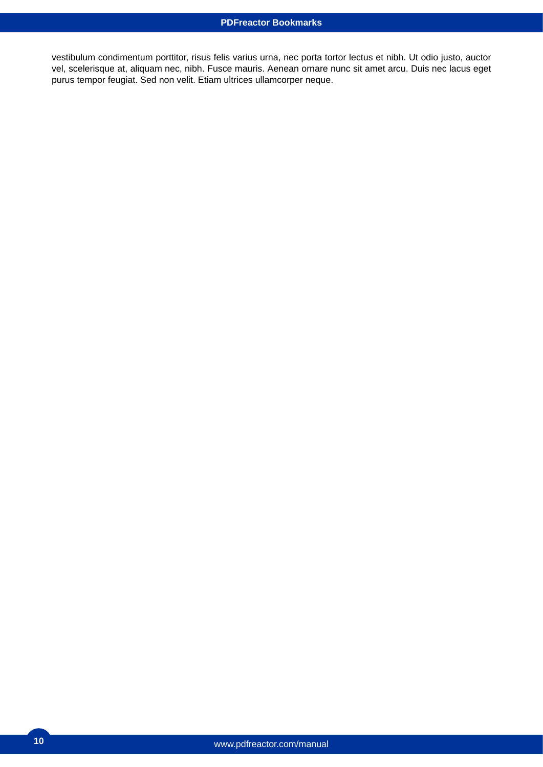vestibulum condimentum porttitor, risus felis varius urna, nec porta tortor lectus et nibh. Ut odio justo, auctor vel, scelerisque at, aliquam nec, nibh. Fusce mauris. Aenean ornare nunc sit amet arcu. Duis nec lacus eget purus tempor feugiat. Sed non velit. Etiam ultrices ullamcorper neque.